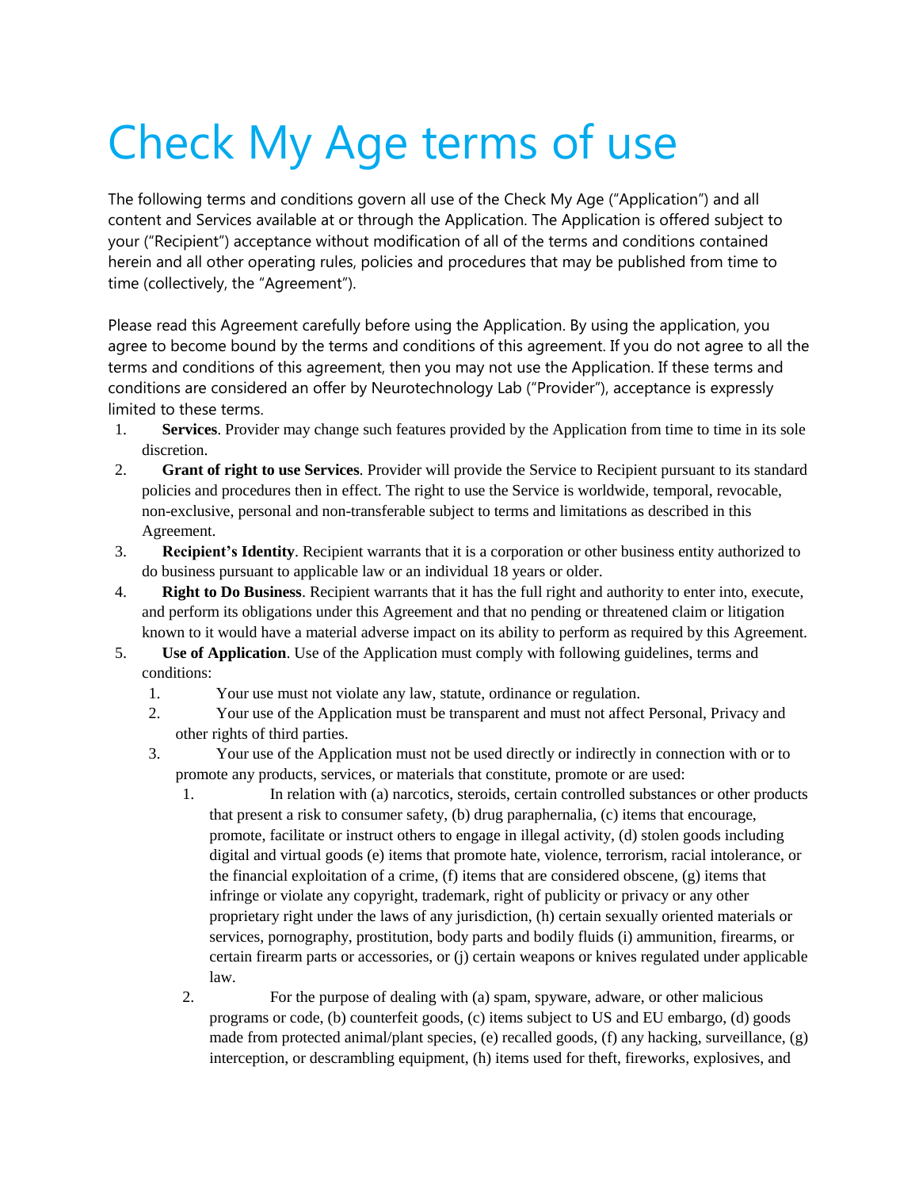# Check My Age terms of use

The following terms and conditions govern all use of the Check My Age ("Application") and all content and Services available at or through the Application. The Application is offered subject to your ("Recipient") acceptance without modification of all of the terms and conditions contained herein and all other operating rules, policies and procedures that may be published from time to time (collectively, the "Agreement").

Please read this Agreement carefully before using the Application. By using the application, you agree to become bound by the terms and conditions of this agreement. If you do not agree to all the terms and conditions of this agreement, then you may not use the Application. If these terms and conditions are considered an offer by Neurotechnology Lab ("Provider"), acceptance is expressly limited to these terms.

1. **Services**. Provider may change such features provided by the Application from time to time in its sole discretion.
2. **Grant of right to use Services**. Provider will provide the Service to Recipient pursuant to its standard policies and procedures then in effect. The right to use the Service is worldwide, temporal, revocable, non-exclusive, personal and non-transferable subject to terms and limitations as described in this Agreement.
3. **Recipient's Identity**. Recipient warrants that it is a corporation or other business entity authorized to do business pursuant to applicable law or an individual 18 years or older.
4. **Right to Do Business**. Recipient warrants that it has the full right and authority to enter into, execute, and perform its obligations under this Agreement and that no pending or threatened claim or litigation known to it would have a material adverse impact on its ability to perform as required by this Agreement.
5. **Use of Application**. Use of the Application must comply with following guidelines, terms and conditions:
   1. Your use must not violate any law, statute, ordinance or regulation.
   2. Your use of the Application must be transparent and must not affect Personal, Privacy and other rights of third parties.
   3. Your use of the Application must not be used directly or indirectly in connection with or to promote any products, services, or materials that constitute, promote or are used:
      1. In relation with (a) narcotics, steroids, certain controlled substances or other products that present a risk to consumer safety, (b) drug paraphernalia, (c) items that encourage, promote, facilitate or instruct others to engage in illegal activity, (d) stolen goods including digital and virtual goods (e) items that promote hate, violence, terrorism, racial intolerance, or the financial exploitation of a crime, (f) items that are considered obscene, (g) items that infringe or violate any copyright, trademark, right of publicity or privacy or any other proprietary right under the laws of any jurisdiction, (h) certain sexually oriented materials or services, pornography, prostitution, body parts and bodily fluids (i) ammunition, firearms, or certain firearm parts or accessories, or (j) certain weapons or knives regulated under applicable law.
      2. For the purpose of dealing with (a) spam, spyware, adware, or other malicious programs or code, (b) counterfeit goods, (c) items subject to US and EU embargo, (d) goods made from protected animal/plant species, (e) recalled goods, (f) any hacking, surveillance, (g) interception, or descrambling equipment, (h) items used for theft, fireworks, explosives, and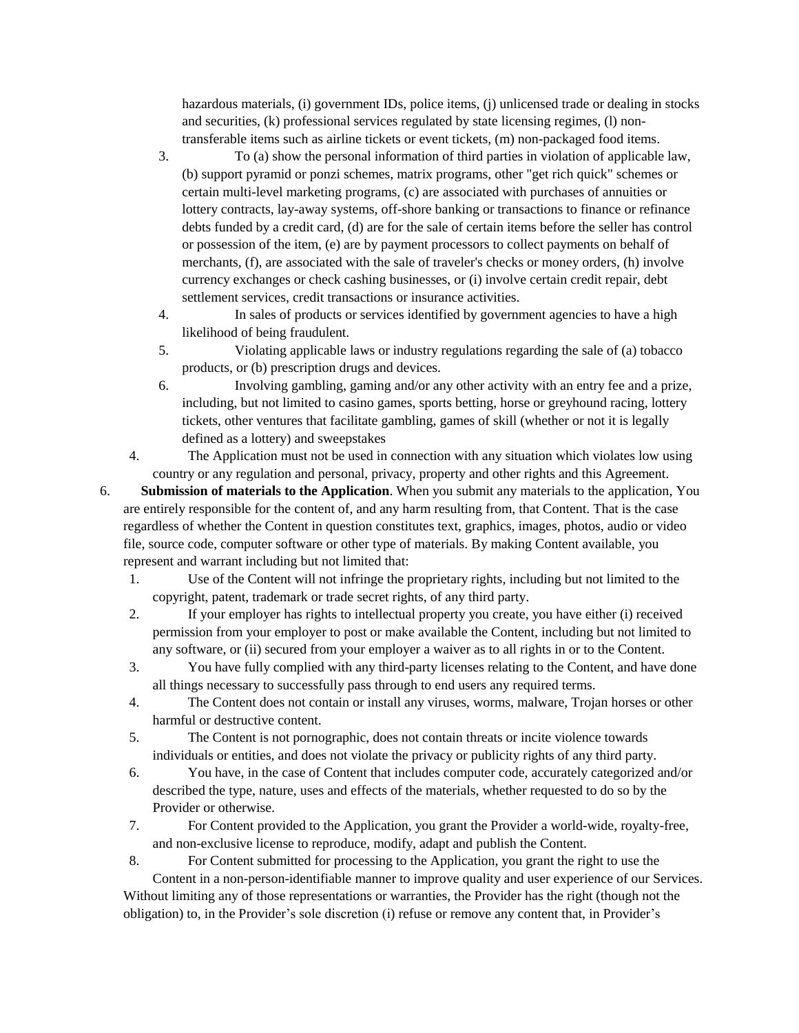hazardous materials, (i) government IDs, police items, (j) unlicensed trade or dealing in stocks and securities, (k) professional services regulated by state licensing regimes, (l) non-transferable items such as airline tickets or event tickets, (m) non-packaged food items.

    3. To (a) show the personal information of third parties in violation of applicable law, (b) support pyramid or ponzi schemes, matrix programs, other "get rich quick" schemes or certain multi-level marketing programs, (c) are associated with purchases of annuities or lottery contracts, lay-away systems, off-shore banking or transactions to finance or refinance debts funded by a credit card, (d) are for the sale of certain items before the seller has control or possession of the item, (e) are by payment processors to collect payments on behalf of merchants, (f), are associated with the sale of traveler's checks or money orders, (h) involve currency exchanges or check cashing businesses, or (i) involve certain credit repair, debt settlement services, credit transactions or insurance activities.
    4. In sales of products or services identified by government agencies to have a high likelihood of being fraudulent.
    5. Violating applicable laws or industry regulations regarding the sale of (a) tobacco products, or (b) prescription drugs and devices.
    6. Involving gambling, gaming and/or any other activity with an entry fee and a prize, including, but not limited to casino games, sports betting, horse or greyhound racing, lottery tickets, other ventures that facilitate gambling, games of skill (whether or not it is legally defined as a lottery) and sweepstakes

  4. The Application must not be used in connection with any situation which violates low using country or any regulation and personal, privacy, property and other rights and this Agreement.

6. **Submission of materials to the Application**. When you submit any materials to the application, You are entirely responsible for the content of, and any harm resulting from, that Content. That is the case regardless of whether the Content in question constitutes text, graphics, images, photos, audio or video file, source code, computer software or other type of materials. By making Content available, you represent and warrant including but not limited that:
  1. Use of the Content will not infringe the proprietary rights, including but not limited to the copyright, patent, trademark or trade secret rights, of any third party.
  2. If your employer has rights to intellectual property you create, you have either (i) received permission from your employer to post or make available the Content, including but not limited to any software, or (ii) secured from your employer a waiver as to all rights in or to the Content.
  3. You have fully complied with any third-party licenses relating to the Content, and have done all things necessary to successfully pass through to end users any required terms.
  4. The Content does not contain or install any viruses, worms, malware, Trojan horses or other harmful or destructive content.
  5. The Content is not pornographic, does not contain threats or incite violence towards individuals or entities, and does not violate the privacy or publicity rights of any third party.
  6. You have, in the case of Content that includes computer code, accurately categorized and/or described the type, nature, uses and effects of the materials, whether requested to do so by the Provider or otherwise.
  7. For Content provided to the Application, you grant the Provider a world-wide, royalty-free, and non-exclusive license to reproduce, modify, adapt and publish the Content.
  8. For Content submitted for processing to the Application, you grant the right to use the Content in a non-person-identifiable manner to improve quality and user experience of our Services.

Without limiting any of those representations or warranties, the Provider has the right (though not the obligation) to, in the Provider's sole discretion (i) refuse or remove any content that, in Provider's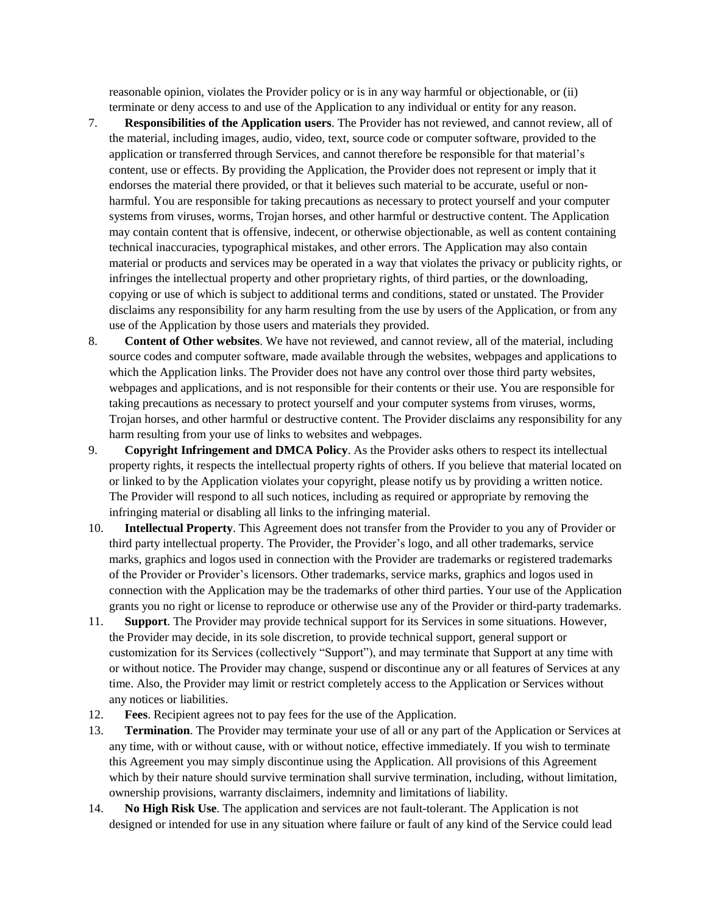reasonable opinion, violates the Provider policy or is in any way harmful or objectionable, or (ii) terminate or deny access to and use of the Application to any individual or entity for any reason.

7. **Responsibilities of the Application users**. The Provider has not reviewed, and cannot review, all of the material, including images, audio, video, text, source code or computer software, provided to the application or transferred through Services, and cannot therefore be responsible for that material's content, use or effects. By providing the Application, the Provider does not represent or imply that it endorses the material there provided, or that it believes such material to be accurate, useful or non-harmful. You are responsible for taking precautions as necessary to protect yourself and your computer systems from viruses, worms, Trojan horses, and other harmful or destructive content. The Application may contain content that is offensive, indecent, or otherwise objectionable, as well as content containing technical inaccuracies, typographical mistakes, and other errors. The Application may also contain material or products and services may be operated in a way that violates the privacy or publicity rights, or infringes the intellectual property and other proprietary rights, of third parties, or the downloading, copying or use of which is subject to additional terms and conditions, stated or unstated. The Provider disclaims any responsibility for any harm resulting from the use by users of the Application, or from any use of the Application by those users and materials they provided.
8. **Content of Other websites**. We have not reviewed, and cannot review, all of the material, including source codes and computer software, made available through the websites, webpages and applications to which the Application links. The Provider does not have any control over those third party websites, webpages and applications, and is not responsible for their contents or their use. You are responsible for taking precautions as necessary to protect yourself and your computer systems from viruses, worms, Trojan horses, and other harmful or destructive content. The Provider disclaims any responsibility for any harm resulting from your use of links to websites and webpages.
9. **Copyright Infringement and DMCA Policy**. As the Provider asks others to respect its intellectual property rights, it respects the intellectual property rights of others. If you believe that material located on or linked to by the Application violates your copyright, please notify us by providing a written notice. The Provider will respond to all such notices, including as required or appropriate by removing the infringing material or disabling all links to the infringing material.
10. **Intellectual Property**. This Agreement does not transfer from the Provider to you any of Provider or third party intellectual property. The Provider, the Provider's logo, and all other trademarks, service marks, graphics and logos used in connection with the Provider are trademarks or registered trademarks of the Provider or Provider's licensors. Other trademarks, service marks, graphics and logos used in connection with the Application may be the trademarks of other third parties. Your use of the Application grants you no right or license to reproduce or otherwise use any of the Provider or third-party trademarks.
11. **Support**. The Provider may provide technical support for its Services in some situations. However, the Provider may decide, in its sole discretion, to provide technical support, general support or customization for its Services (collectively "Support"), and may terminate that Support at any time with or without notice. The Provider may change, suspend or discontinue any or all features of Services at any time. Also, the Provider may limit or restrict completely access to the Application or Services without any notices or liabilities.
12. **Fees**. Recipient agrees not to pay fees for the use of the Application.
13. **Termination**. The Provider may terminate your use of all or any part of the Application or Services at any time, with or without cause, with or without notice, effective immediately. If you wish to terminate this Agreement you may simply discontinue using the Application. All provisions of this Agreement which by their nature should survive termination shall survive termination, including, without limitation, ownership provisions, warranty disclaimers, indemnity and limitations of liability.
14. **No High Risk Use**. The application and services are not fault-tolerant. The Application is not designed or intended for use in any situation where failure or fault of any kind of the Service could lead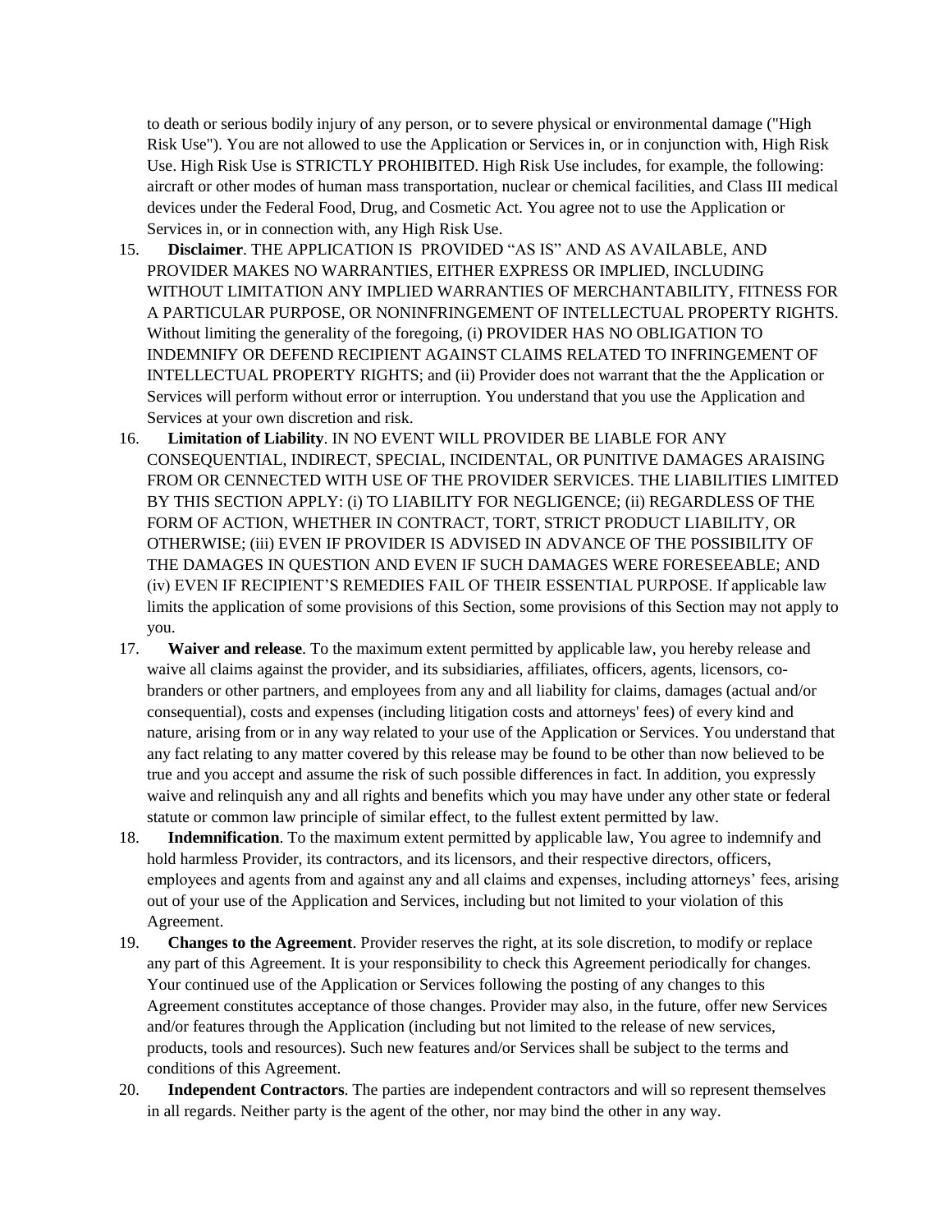to death or serious bodily injury of any person, or to severe physical or environmental damage ("High Risk Use"). You are not allowed to use the Application or Services in, or in conjunction with, High Risk Use. High Risk Use is STRICTLY PROHIBITED. High Risk Use includes, for example, the following: aircraft or other modes of human mass transportation, nuclear or chemical facilities, and Class III medical devices under the Federal Food, Drug, and Cosmetic Act. You agree not to use the Application or Services in, or in connection with, any High Risk Use.

15. **Disclaimer**. THE APPLICATION IS PROVIDED "AS IS" AND AS AVAILABLE, AND PROVIDER MAKES NO WARRANTIES, EITHER EXPRESS OR IMPLIED, INCLUDING WITHOUT LIMITATION ANY IMPLIED WARRANTIES OF MERCHANTABILITY, FITNESS FOR A PARTICULAR PURPOSE, OR NONINFRINGEMENT OF INTELLECTUAL PROPERTY RIGHTS. Without limiting the generality of the foregoing, (i) PROVIDER HAS NO OBLIGATION TO INDEMNIFY OR DEFEND RECIPIENT AGAINST CLAIMS RELATED TO INFRINGEMENT OF INTELLECTUAL PROPERTY RIGHTS; and (ii) Provider does not warrant that the the Application or Services will perform without error or interruption. You understand that you use the Application and Services at your own discretion and risk.

16. **Limitation of Liability**. IN NO EVENT WILL PROVIDER BE LIABLE FOR ANY CONSEQUENTIAL, INDIRECT, SPECIAL, INCIDENTAL, OR PUNITIVE DAMAGES ARAISING FROM OR CENNECTED WITH USE OF THE PROVIDER SERVICES. THE LIABILITIES LIMITED BY THIS SECTION APPLY: (i) TO LIABILITY FOR NEGLIGENCE; (ii) REGARDLESS OF THE FORM OF ACTION, WHETHER IN CONTRACT, TORT, STRICT PRODUCT LIABILITY, OR OTHERWISE; (iii) EVEN IF PROVIDER IS ADVISED IN ADVANCE OF THE POSSIBILITY OF THE DAMAGES IN QUESTION AND EVEN IF SUCH DAMAGES WERE FORESEEABLE; AND (iv) EVEN IF RECIPIENT'S REMEDIES FAIL OF THEIR ESSENTIAL PURPOSE. If applicable law limits the application of some provisions of this Section, some provisions of this Section may not apply to you.

17. **Waiver and release**. To the maximum extent permitted by applicable law, you hereby release and waive all claims against the provider, and its subsidiaries, affiliates, officers, agents, licensors, co-branders or other partners, and employees from any and all liability for claims, damages (actual and/or consequential), costs and expenses (including litigation costs and attorneys' fees) of every kind and nature, arising from or in any way related to your use of the Application or Services. You understand that any fact relating to any matter covered by this release may be found to be other than now believed to be true and you accept and assume the risk of such possible differences in fact. In addition, you expressly waive and relinquish any and all rights and benefits which you may have under any other state or federal statute or common law principle of similar effect, to the fullest extent permitted by law.

18. **Indemnification**. To the maximum extent permitted by applicable law, You agree to indemnify and hold harmless Provider, its contractors, and its licensors, and their respective directors, officers, employees and agents from and against any and all claims and expenses, including attorneys' fees, arising out of your use of the Application and Services, including but not limited to your violation of this Agreement.

19. **Changes to the Agreement**. Provider reserves the right, at its sole discretion, to modify or replace any part of this Agreement. It is your responsibility to check this Agreement periodically for changes. Your continued use of the Application or Services following the posting of any changes to this Agreement constitutes acceptance of those changes. Provider may also, in the future, offer new Services and/or features through the Application (including but not limited to the release of new services, products, tools and resources). Such new features and/or Services shall be subject to the terms and conditions of this Agreement.

20. **Independent Contractors**. The parties are independent contractors and will so represent themselves in all regards. Neither party is the agent of the other, nor may bind the other in any way.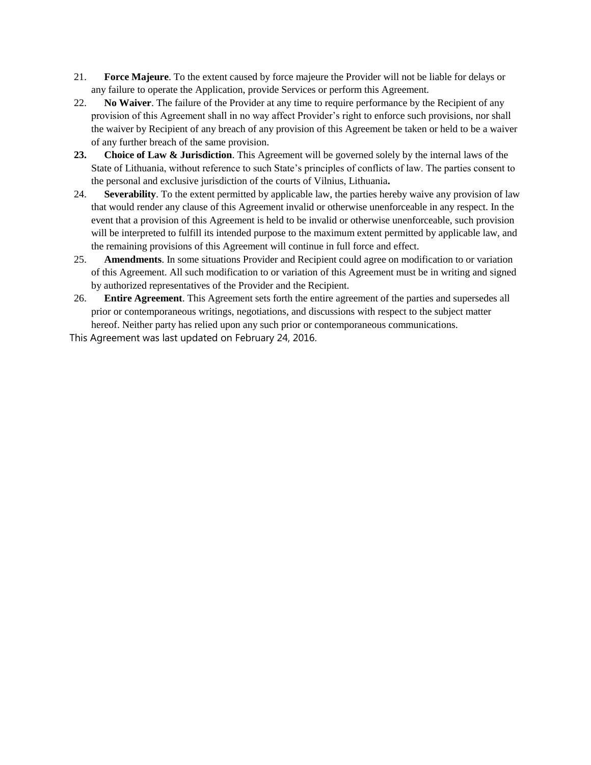21. **Force Majeure**. To the extent caused by force majeure the Provider will not be liable for delays or any failure to operate the Application, provide Services or perform this Agreement.
22. **No Waiver**. The failure of the Provider at any time to require performance by the Recipient of any provision of this Agreement shall in no way affect Provider's right to enforce such provisions, nor shall the waiver by Recipient of any breach of any provision of this Agreement be taken or held to be a waiver of any further breach of the same provision.
23. **Choice of Law & Jurisdiction**. This Agreement will be governed solely by the internal laws of the State of Lithuania, without reference to such State's principles of conflicts of law. The parties consent to the personal and exclusive jurisdiction of the courts of Vilnius, Lithuania.
24. **Severability**. To the extent permitted by applicable law, the parties hereby waive any provision of law that would render any clause of this Agreement invalid or otherwise unenforceable in any respect. In the event that a provision of this Agreement is held to be invalid or otherwise unenforceable, such provision will be interpreted to fulfill its intended purpose to the maximum extent permitted by applicable law, and the remaining provisions of this Agreement will continue in full force and effect.
25. **Amendments**. In some situations Provider and Recipient could agree on modification to or variation of this Agreement. All such modification to or variation of this Agreement must be in writing and signed by authorized representatives of the Provider and the Recipient.
26. **Entire Agreement**. This Agreement sets forth the entire agreement of the parties and supersedes all prior or contemporaneous writings, negotiations, and discussions with respect to the subject matter hereof. Neither party has relied upon any such prior or contemporaneous communications.

This Agreement was last updated on February 24, 2016.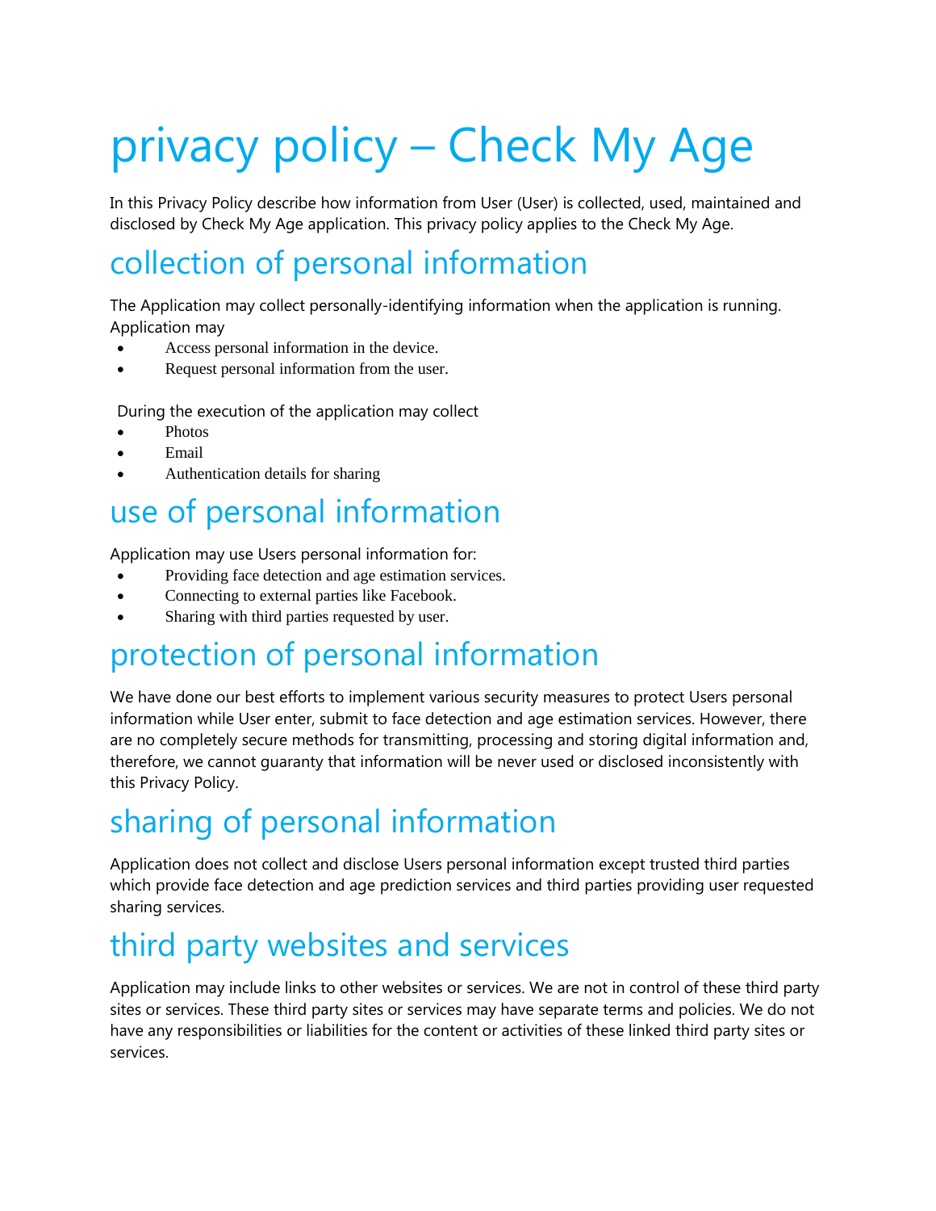# privacy policy – Check My Age

In this Privacy Policy describe how information from User (User) is collected, used, maintained and disclosed by Check My Age application. This privacy policy applies to the Check My Age.

## collection of personal information

The Application may collect personally-identifying information when the application is running. Application may

- Access personal information in the device.
- Request personal information from the user.

During the execution of the application may collect

- Photos
- Email
- Authentication details for sharing

## use of personal information

Application may use Users personal information for:

- Providing face detection and age estimation services.
- Connecting to external parties like Facebook.
- Sharing with third parties requested by user.

## protection of personal information

We have done our best efforts to implement various security measures to protect Users personal information while User enter, submit to face detection and age estimation services. However, there are no completely secure methods for transmitting, processing and storing digital information and, therefore, we cannot guaranty that information will be never used or disclosed inconsistently with this Privacy Policy.

## sharing of personal information

Application does not collect and disclose Users personal information except trusted third parties which provide face detection and age prediction services and third parties providing user requested sharing services.

## third party websites and services

Application may include links to other websites or services. We are not in control of these third party sites or services. These third party sites or services may have separate terms and policies. We do not have any responsibilities or liabilities for the content or activities of these linked third party sites or services.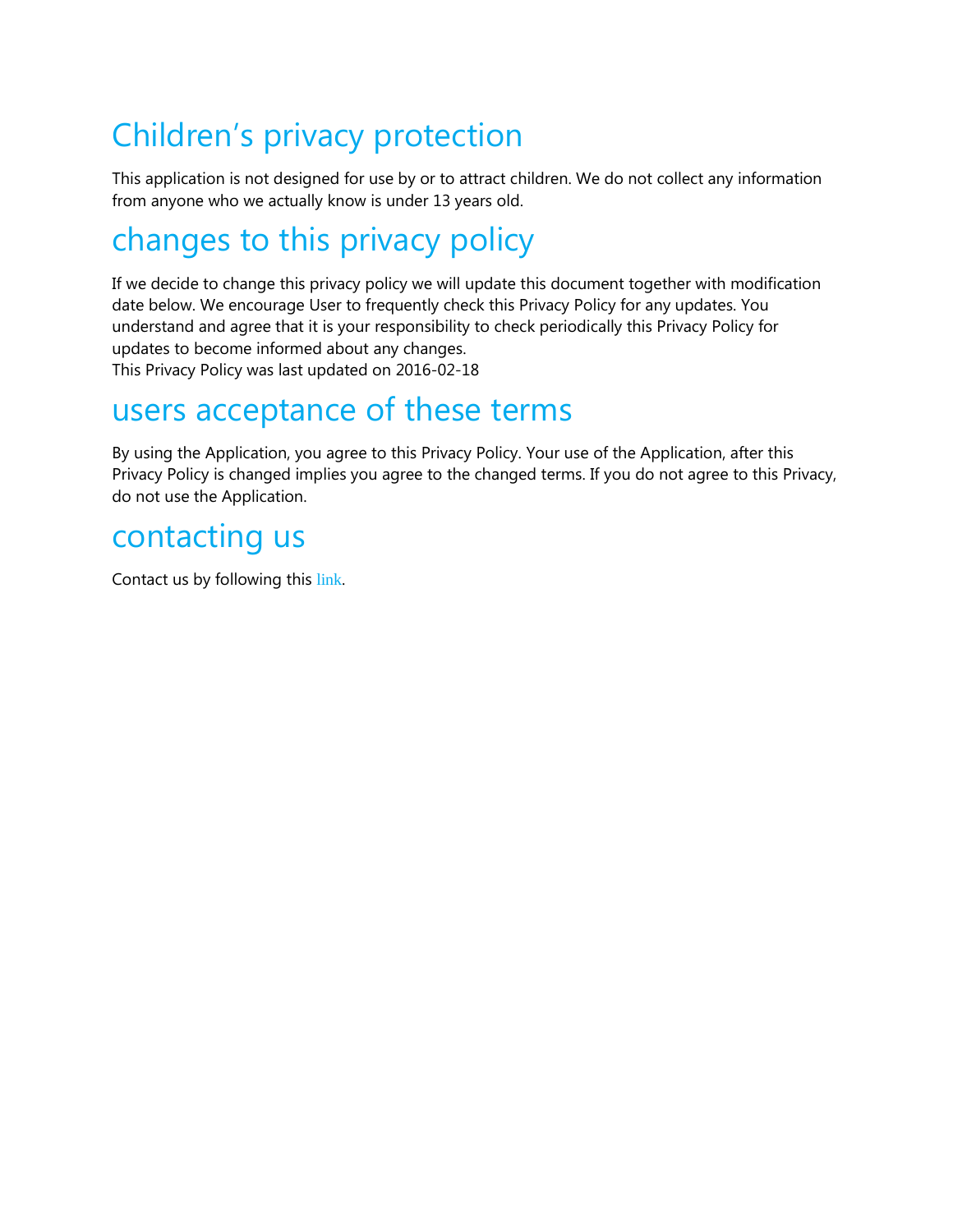# Children's privacy protection

This application is not designed for use by or to attract children. We do not collect any information from anyone who we actually know is under 13 years old.

# changes to this privacy policy

If we decide to change this privacy policy we will update this document together with modification date below. We encourage User to frequently check this Privacy Policy for any updates. You understand and agree that it is your responsibility to check periodically this Privacy Policy for updates to become informed about any changes.
This Privacy Policy was last updated on 2016-02-18

# users acceptance of these terms

By using the Application, you agree to this Privacy Policy. Your use of the Application, after this Privacy Policy is changed implies you agree to the changed terms. If you do not agree to this Privacy, do not use the Application.

# contacting us

Contact us by following this link.